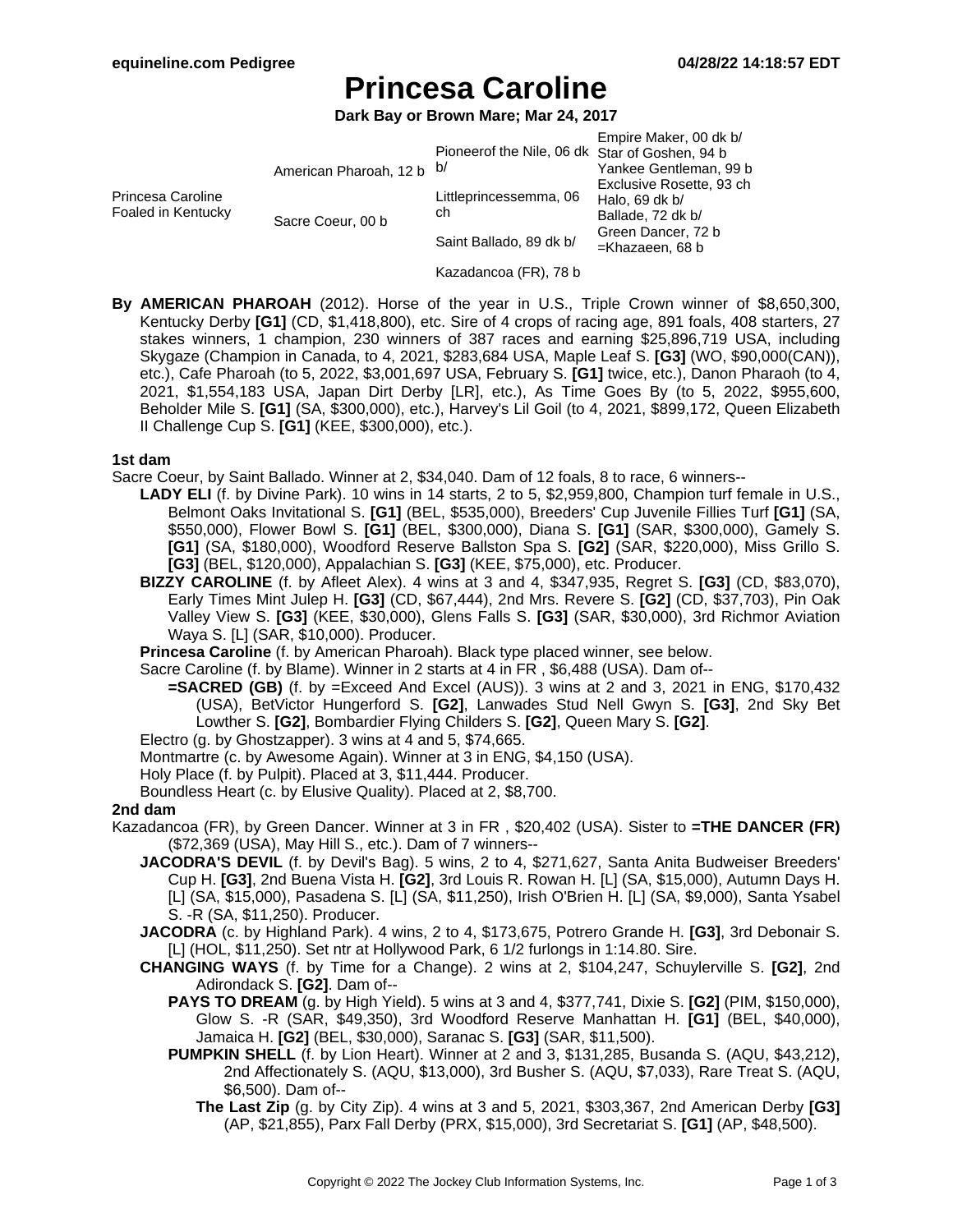equineline.com Pedigree 04/28/22 14:18:57 EDT

# Princesa Caroline

**Dark Bay or Brown Mare; Mar 24, 2017**

| | | | |
|---|---|---|---|
| Princesa Caroline Foaled in Kentucky | American Pharoah, 12 b | Pioneerof the Nile, 06 dk b/ | Empire Maker, 00 dk b/ |
| | | | Star of Goshen, 94 b |
| | | Littleprincessemma, 06 ch | Yankee Gentleman, 99 b |
| | | | Exclusive Rosette, 93 ch |
| | Sacre Coeur, 00 b | Saint Ballado, 89 dk b/ | Halo, 69 dk b/ |
| | | | Ballade, 72 dk b/ |
| | | Kazadancoa (FR), 78 b | Green Dancer, 72 b |
| | | | =Khazaeen, 68 b |

By **AMERICAN PHAROAH** (2012). Horse of the year in U.S., Triple Crown winner of $8,650,300, Kentucky Derby **[G1]** (CD, $1,418,800), etc. Sire of 4 crops of racing age, 891 foals, 408 starters, 27 stakes winners, 1 champion, 230 winners of 387 races and earning $25,896,719 USA, including Skygaze (Champion in Canada, to 4, 2021, $283,684 USA, Maple Leaf S. **[G3]** (WO, $90,000(CAN)), etc.), Cafe Pharoah (to 5, 2022, $3,001,697 USA, February S. **[G1]** twice, etc.), Danon Pharaoh (to 4, 2021, $1,554,183 USA, Japan Dirt Derby [LR], etc.), As Time Goes By (to 5, 2022, $955,600, Beholder Mile S. **[G1]** (SA, $300,000), etc.), Harvey's Lil Goil (to 4, 2021, $899,172, Queen Elizabeth II Challenge Cup S. **[G1]** (KEE, $300,000), etc.).

**1st dam**

Sacre Coeur, by Saint Ballado. Winner at 2, $34,040. Dam of 12 foals, 8 to race, 6 winners--

- **LADY ELI** (f. by Divine Park). 10 wins in 14 starts, 2 to 5, $2,959,800, Champion turf female in U.S., Belmont Oaks Invitational S. **[G1]** (BEL, $535,000), Breeders' Cup Juvenile Fillies Turf **[G1]** (SA, $550,000), Flower Bowl S. **[G1]** (BEL, $300,000), Diana S. **[G1]** (SAR, $300,000), Gamely S. **[G1]** (SA, $180,000), Woodford Reserve Ballston Spa S. **[G2]** (SAR, $220,000), Miss Grillo S. **[G3]** (BEL, $120,000), Appalachian S. **[G3]** (KEE, $75,000), etc. Producer.
- **BIZZY CAROLINE** (f. by Afleet Alex). 4 wins at 3 and 4, $347,935, Regret S. **[G3]** (CD, $83,070), Early Times Mint Julep H. **[G3]** (CD, $67,444), 2nd Mrs. Revere S. **[G2]** (CD, $37,703), Pin Oak Valley View S. **[G3]** (KEE, $30,000), Glens Falls S. **[G3]** (SAR, $30,000), 3rd Richmor Aviation Waya S. [L] (SAR, $10,000). Producer.
- **Princesa Caroline** (f. by American Pharoah). Black type placed winner, see below.
- Sacre Caroline (f. by Blame). Winner in 2 starts at 4 in FR , $6,488 (USA). Dam of--
  - **=SACRED (GB)** (f. by =Exceed And Excel (AUS)). 3 wins at 2 and 3, 2021 in ENG, $170,432 (USA), BetVictor Hungerford S. **[G2]**, Lanwades Stud Nell Gwyn S. **[G3]**, 2nd Sky Bet Lowther S. **[G2]**, Bombardier Flying Childers S. **[G2]**, Queen Mary S. **[G2]**.
- Electro (g. by Ghostzapper). 3 wins at 4 and 5, $74,665.
- Montmartre (c. by Awesome Again). Winner at 3 in ENG, $4,150 (USA).
- Holy Place (f. by Pulpit). Placed at 3, $11,444. Producer.
- Boundless Heart (c. by Elusive Quality). Placed at 2, $8,700.

**2nd dam**

Kazadancoa (FR), by Green Dancer. Winner at 3 in FR , $20,402 (USA). Sister to **=THE DANCER (FR)** ($72,369 (USA), May Hill S., etc.). Dam of 7 winners--

- **JACODRA'S DEVIL** (f. by Devil's Bag). 5 wins, 2 to 4, $271,627, Santa Anita Budweiser Breeders' Cup H. **[G3]**, 2nd Buena Vista H. **[G2]**, 3rd Louis R. Rowan H. [L] (SA, $15,000), Autumn Days H. [L] (SA, $15,000), Pasadena S. [L] (SA, $11,250), Irish O'Brien H. [L] (SA, $9,000), Santa Ysabel S. -R (SA, $11,250). Producer.
- **JACODRA** (c. by Highland Park). 4 wins, 2 to 4, $173,675, Potrero Grande H. **[G3]**, 3rd Debonair S. [L] (HOL, $11,250). Set ntr at Hollywood Park, 6 1/2 furlongs in 1:14.80. Sire.
- **CHANGING WAYS** (f. by Time for a Change). 2 wins at 2, $104,247, Schuylerville S. **[G2]**, 2nd Adirondack S. **[G2]**. Dam of--
  - **PAYS TO DREAM** (g. by High Yield). 5 wins at 3 and 4, $377,741, Dixie S. **[G2]** (PIM, $150,000), Glow S. -R (SAR, $49,350), 3rd Woodford Reserve Manhattan H. **[G1]** (BEL, $40,000), Jamaica H. **[G2]** (BEL, $30,000), Saranac S. **[G3]** (SAR, $11,500).
  - **PUMPKIN SHELL** (f. by Lion Heart). Winner at 2 and 3, $131,285, Busanda S. (AQU, $43,212), 2nd Affectionately S. (AQU, $13,000), 3rd Busher S. (AQU, $7,033), Rare Treat S. (AQU, $6,500). Dam of--
    - **The Last Zip** (g. by City Zip). 4 wins at 3 and 5, 2021, $303,367, 2nd American Derby **[G3]** (AP, $21,855), Parx Fall Derby (PRX, $15,000), 3rd Secretariat S. **[G1]** (AP, $48,500).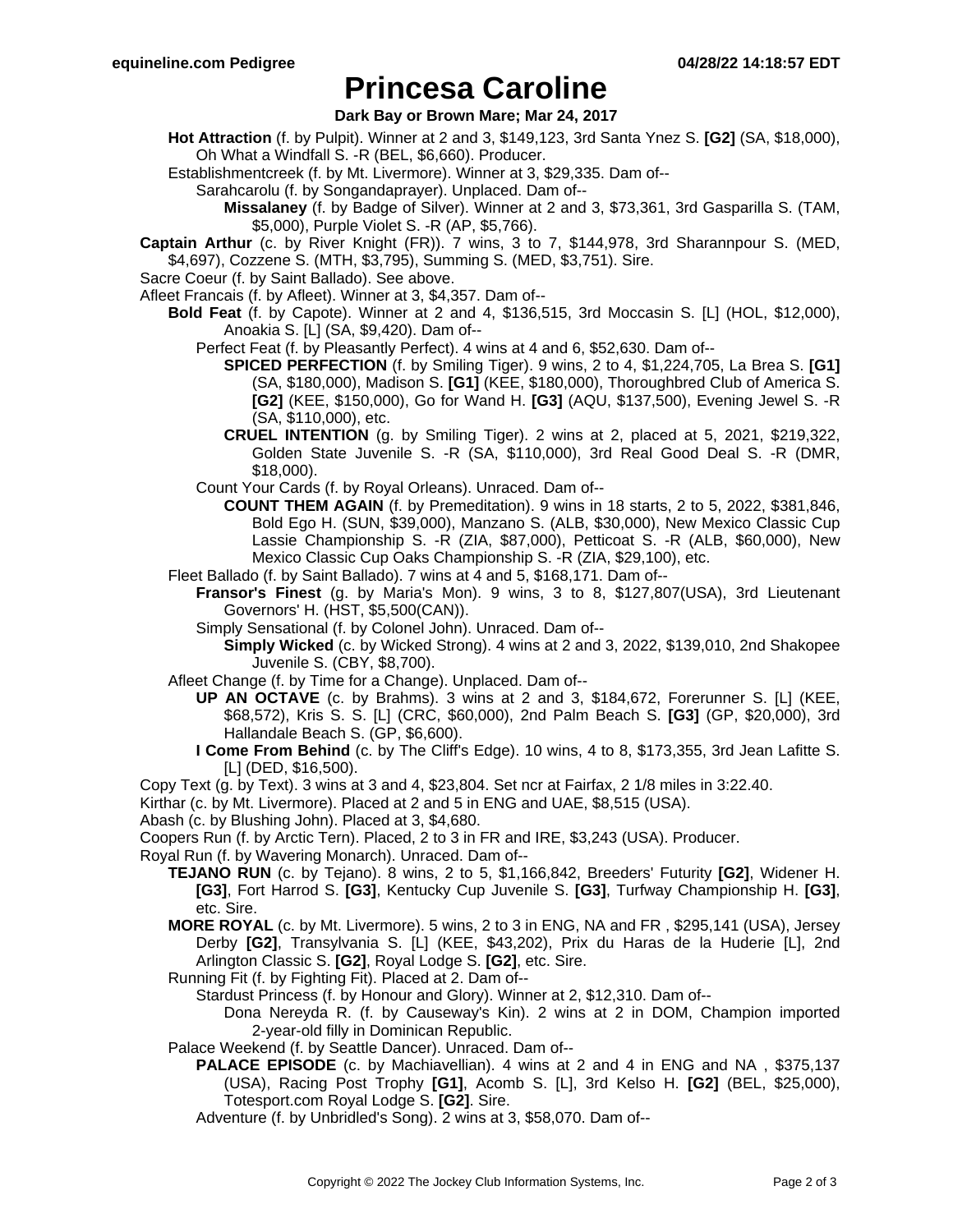# Princesa Caroline

**Dark Bay or Brown Mare; Mar 24, 2017**

**Hot Attraction** (f. by Pulpit). Winner at 2 and 3, $149,123, 3rd Santa Ynez S. **[G2]** (SA, $18,000), Oh What a Windfall S. -R (BEL, $6,660). Producer.

Establishmentcreek (f. by Mt. Livermore). Winner at 3, $29,335. Dam of--

Sarahcarolu (f. by Songandaprayer). Unplaced. Dam of--

**Missalaney** (f. by Badge of Silver). Winner at 2 and 3, $73,361, 3rd Gasparilla S. (TAM, $5,000), Purple Violet S. -R (AP, $5,766).

**Captain Arthur** (c. by River Knight (FR)). 7 wins, 3 to 7, $144,978, 3rd Sharannpour S. (MED, $4,697), Cozzene S. (MTH, $3,795), Summing S. (MED, $3,751). Sire.

Sacre Coeur (f. by Saint Ballado). See above.

Afleet Francais (f. by Afleet). Winner at 3, $4,357. Dam of--

**Bold Feat** (f. by Capote). Winner at 2 and 4, $136,515, 3rd Moccasin S. [L] (HOL, $12,000), Anoakia S. [L] (SA, $9,420). Dam of--

Perfect Feat (f. by Pleasantly Perfect). 4 wins at 4 and 6, $52,630. Dam of--

**SPICED PERFECTION** (f. by Smiling Tiger). 9 wins, 2 to 4, $1,224,705, La Brea S. **[G1]** (SA, $180,000), Madison S. **[G1]** (KEE, $180,000), Thoroughbred Club of America S. **[G2]** (KEE, $150,000), Go for Wand H. **[G3]** (AQU, $137,500), Evening Jewel S. -R (SA, $110,000), etc.

**CRUEL INTENTION** (g. by Smiling Tiger). 2 wins at 2, placed at 5, 2021, $219,322, Golden State Juvenile S. -R (SA, $110,000), 3rd Real Good Deal S. -R (DMR, $18,000).

Count Your Cards (f. by Royal Orleans). Unraced. Dam of--

**COUNT THEM AGAIN** (f. by Premeditation). 9 wins in 18 starts, 2 to 5, 2022, $381,846, Bold Ego H. (SUN, $39,000), Manzano S. (ALB, $30,000), New Mexico Classic Cup Lassie Championship S. -R (ZIA, $87,000), Petticoat S. -R (ALB, $60,000), New Mexico Classic Cup Oaks Championship S. -R (ZIA, $29,100), etc.

Fleet Ballado (f. by Saint Ballado). 7 wins at 4 and 5, $168,171. Dam of--

**Fransor's Finest** (g. by Maria's Mon). 9 wins, 3 to 8, $127,807(USA), 3rd Lieutenant Governors' H. (HST, $5,500(CAN)).

Simply Sensational (f. by Colonel John). Unraced. Dam of--

**Simply Wicked** (c. by Wicked Strong). 4 wins at 2 and 3, 2022, $139,010, 2nd Shakopee Juvenile S. (CBY, $8,700).

Afleet Change (f. by Time for a Change). Unplaced. Dam of--

**UP AN OCTAVE** (c. by Brahms). 3 wins at 2 and 3, $184,672, Forerunner S. [L] (KEE, $68,572), Kris S. S. [L] (CRC, $60,000), 2nd Palm Beach S. **[G3]** (GP, $20,000), 3rd Hallandale Beach S. (GP, $6,600).

**I Come From Behind** (c. by The Cliff's Edge). 10 wins, 4 to 8, $173,355, 3rd Jean Lafitte S. [L] (DED, $16,500).

Copy Text (g. by Text). 3 wins at 3 and 4, $23,804. Set ncr at Fairfax, 2 1/8 miles in 3:22.40.

Kirthar (c. by Mt. Livermore). Placed at 2 and 5 in ENG and UAE, $8,515 (USA).

Abash (c. by Blushing John). Placed at 3, $4,680.

Coopers Run (f. by Arctic Tern). Placed, 2 to 3 in FR and IRE, $3,243 (USA). Producer.

Royal Run (f. by Wavering Monarch). Unraced. Dam of--

**TEJANO RUN** (c. by Tejano). 8 wins, 2 to 5, $1,166,842, Breeders' Futurity **[G2]**, Widener H. **[G3]**, Fort Harrod S. **[G3]**, Kentucky Cup Juvenile S. **[G3]**, Turfway Championship H. **[G3]**, etc. Sire.

**MORE ROYAL** (c. by Mt. Livermore). 5 wins, 2 to 3 in ENG, NA and FR , $295,141 (USA), Jersey Derby **[G2]**, Transylvania S. [L] (KEE, $43,202), Prix du Haras de la Huderie [L], 2nd Arlington Classic S. **[G2]**, Royal Lodge S. **[G2]**, etc. Sire.

Running Fit (f. by Fighting Fit). Placed at 2. Dam of--

Stardust Princess (f. by Honour and Glory). Winner at 2, $12,310. Dam of--

Dona Nereyda R. (f. by Causeway's Kin). 2 wins at 2 in DOM, Champion imported 2-year-old filly in Dominican Republic.

Palace Weekend (f. by Seattle Dancer). Unraced. Dam of--

**PALACE EPISODE** (c. by Machiavellian). 4 wins at 2 and 4 in ENG and NA , $375,137 (USA), Racing Post Trophy **[G1]**, Acomb S. [L], 3rd Kelso H. **[G2]** (BEL, $25,000), Totesport.com Royal Lodge S. **[G2]**. Sire.

Adventure (f. by Unbridled's Song). 2 wins at 3, $58,070. Dam of--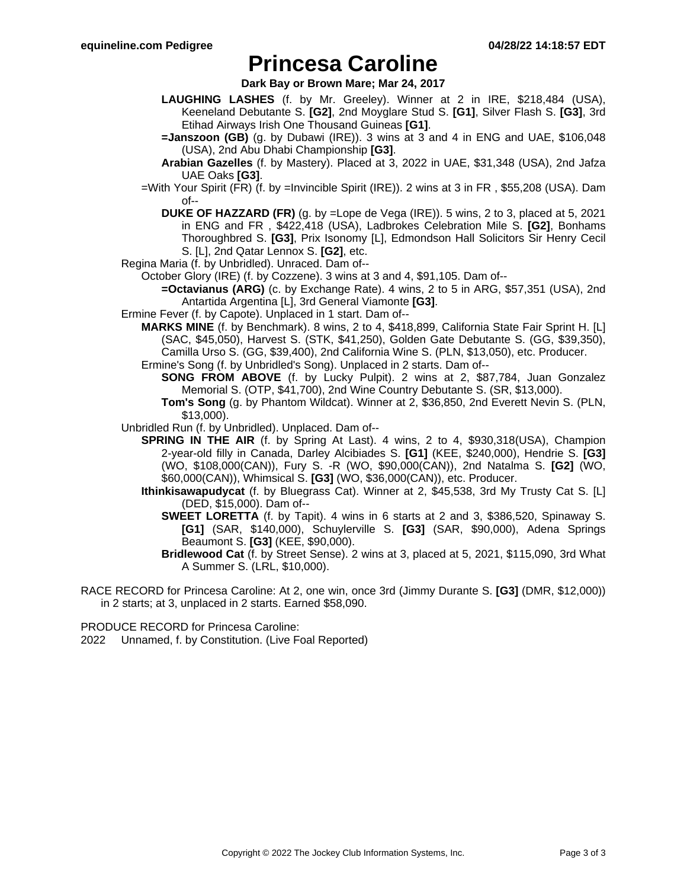# Princesa Caroline

**Dark Bay or Brown Mare; Mar 24, 2017**

**LAUGHING LASHES** (f. by Mr. Greeley). Winner at 2 in IRE, $218,484 (USA), Keeneland Debutante S. **[G2]**, 2nd Moyglare Stud S. **[G1]**, Silver Flash S. **[G3]**, 3rd Etihad Airways Irish One Thousand Guineas **[G1]**.

**=Janszoon (GB)** (g. by Dubawi (IRE)). 3 wins at 3 and 4 in ENG and UAE, $106,048 (USA), 2nd Abu Dhabi Championship **[G3]**.

**Arabian Gazelles** (f. by Mastery). Placed at 3, 2022 in UAE, $31,348 (USA), 2nd Jafza UAE Oaks **[G3]**.

=With Your Spirit (FR) (f. by =Invincible Spirit (IRE)). 2 wins at 3 in FR , $55,208 (USA). Dam of--

**DUKE OF HAZZARD (FR)** (g. by =Lope de Vega (IRE)). 5 wins, 2 to 3, placed at 5, 2021 in ENG and FR , $422,418 (USA), Ladbrokes Celebration Mile S. **[G2]**, Bonhams Thoroughbred S. **[G3]**, Prix Isonomy [L], Edmondson Hall Solicitors Sir Henry Cecil S. [L], 2nd Qatar Lennox S. **[G2]**, etc.

Regina Maria (f. by Unbridled). Unraced. Dam of--

October Glory (IRE) (f. by Cozzene). 3 wins at 3 and 4, $91,105. Dam of--

**=Octavianus (ARG)** (c. by Exchange Rate). 4 wins, 2 to 5 in ARG, $57,351 (USA), 2nd Antartida Argentina [L], 3rd General Viamonte **[G3]**.

Ermine Fever (f. by Capote). Unplaced in 1 start. Dam of--

**MARKS MINE** (f. by Benchmark). 8 wins, 2 to 4, $418,899, California State Fair Sprint H. [L] (SAC, $45,050), Harvest S. (STK, $41,250), Golden Gate Debutante S. (GG, $39,350), Camilla Urso S. (GG, $39,400), 2nd California Wine S. (PLN, $13,050), etc. Producer.

Ermine's Song (f. by Unbridled's Song). Unplaced in 2 starts. Dam of--

**SONG FROM ABOVE** (f. by Lucky Pulpit). 2 wins at 2, $87,784, Juan Gonzalez Memorial S. (OTP, $41,700), 2nd Wine Country Debutante S. (SR, $13,000).

**Tom's Song** (g. by Phantom Wildcat). Winner at 2, $36,850, 2nd Everett Nevin S. (PLN, $13,000).

Unbridled Run (f. by Unbridled). Unplaced. Dam of--

**SPRING IN THE AIR** (f. by Spring At Last). 4 wins, 2 to 4, $930,318(USA), Champion 2-year-old filly in Canada, Darley Alcibiades S. **[G1]** (KEE, $240,000), Hendrie S. **[G3]** (WO, $108,000(CAN)), Fury S. -R (WO, $90,000(CAN)), 2nd Natalma S. **[G2]** (WO, $60,000(CAN)), Whimsical S. **[G3]** (WO, $36,000(CAN)), etc. Producer.

**Ithinkisawapudycat** (f. by Bluegrass Cat). Winner at 2, $45,538, 3rd My Trusty Cat S. [L] (DED, $15,000). Dam of--

**SWEET LORETTA** (f. by Tapit). 4 wins in 6 starts at 2 and 3, $386,520, Spinaway S. **[G1]** (SAR, $140,000), Schuylerville S. **[G3]** (SAR, $90,000), Adena Springs Beaumont S. **[G3]** (KEE, $90,000).

**Bridlewood Cat** (f. by Street Sense). 2 wins at 3, placed at 5, 2021, $115,090, 3rd What A Summer S. (LRL, $10,000).

RACE RECORD for Princesa Caroline: At 2, one win, once 3rd (Jimmy Durante S. **[G3]** (DMR, $12,000)) in 2 starts; at 3, unplaced in 2 starts. Earned $58,090.

PRODUCE RECORD for Princesa Caroline:

2022 Unnamed, f. by Constitution. (Live Foal Reported)